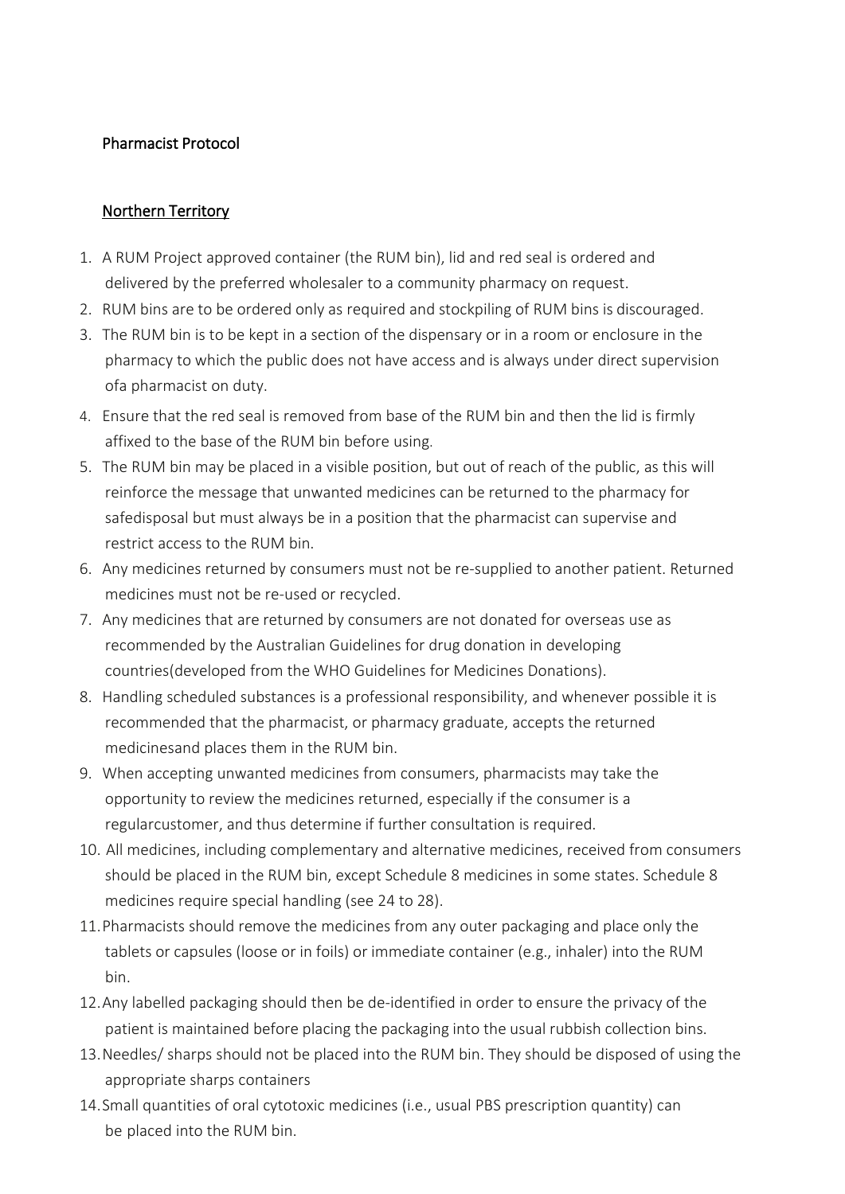Pharmacist Protocol

Northern Territory

1. A RUM Project approved container (the RUM bin), lid and red seal is ordered and delivered by the preferred wholesaler to a community pharmacy on request.
2. RUM bins are to be ordered only as required and stockpiling of RUM bins is discouraged.
3. The RUM bin is to be kept in a section of the dispensary or in a room or enclosure in the pharmacy to which the public does not have access and is always under direct supervision ofa pharmacist on duty.
4. Ensure that the red seal is removed from base of the RUM bin and then the lid is firmly affixed to the base of the RUM bin before using.
5. The RUM bin may be placed in a visible position, but out of reach of the public, as this will reinforce the message that unwanted medicines can be returned to the pharmacy for safedisposal but must always be in a position that the pharmacist can supervise and restrict access to the RUM bin.
6. Any medicines returned by consumers must not be re-supplied to another patient. Returned medicines must not be re-used or recycled.
7. Any medicines that are returned by consumers are not donated for overseas use as recommended by the Australian Guidelines for drug donation in developing countries(developed from the WHO Guidelines for Medicines Donations).
8. Handling scheduled substances is a professional responsibility, and whenever possible it is recommended that the pharmacist, or pharmacy graduate, accepts the returned medicinesand places them in the RUM bin.
9. When accepting unwanted medicines from consumers, pharmacists may take the opportunity to review the medicines returned, especially if the consumer is a regularcustomer, and thus determine if further consultation is required.
10. All medicines, including complementary and alternative medicines, received from consumers should be placed in the RUM bin, except Schedule 8 medicines in some states. Schedule 8 medicines require special handling (see 24 to 28).
11. Pharmacists should remove the medicines from any outer packaging and place only the tablets or capsules (loose or in foils) or immediate container (e.g., inhaler) into the RUM bin.
12. Any labelled packaging should then be de-identified in order to ensure the privacy of the patient is maintained before placing the packaging into the usual rubbish collection bins.
13. Needles/ sharps should not be placed into the RUM bin. They should be disposed of using the appropriate sharps containers
14. Small quantities of oral cytotoxic medicines (i.e., usual PBS prescription quantity) can be placed into the RUM bin.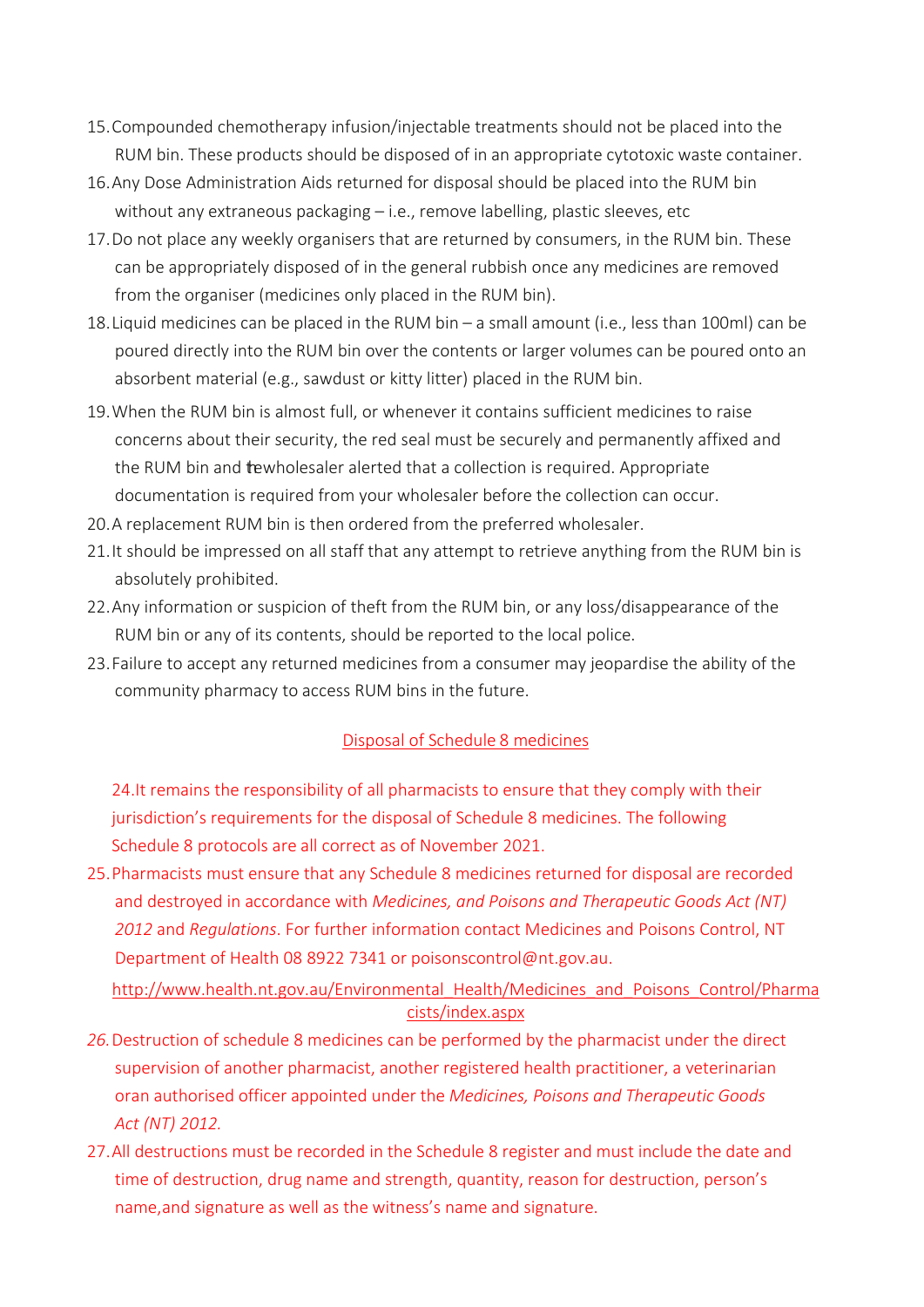15. Compounded chemotherapy infusion/injectable treatments should not be placed into the RUM bin. These products should be disposed of in an appropriate cytotoxic waste container.
16. Any Dose Administration Aids returned for disposal should be placed into the RUM bin without any extraneous packaging – i.e., remove labelling, plastic sleeves, etc
17. Do not place any weekly organisers that are returned by consumers, in the RUM bin. These can be appropriately disposed of in the general rubbish once any medicines are removed from the organiser (medicines only placed in the RUM bin).
18. Liquid medicines can be placed in the RUM bin – a small amount (i.e., less than 100ml) can be poured directly into the RUM bin over the contents or larger volumes can be poured onto an absorbent material (e.g., sawdust or kitty litter) placed in the RUM bin.
19. When the RUM bin is almost full, or whenever it contains sufficient medicines to raise concerns about their security, the red seal must be securely and permanently affixed and the RUM bin and the wholesaler alerted that a collection is required. Appropriate documentation is required from your wholesaler before the collection can occur.
20. A replacement RUM bin is then ordered from the preferred wholesaler.
21. It should be impressed on all staff that any attempt to retrieve anything from the RUM bin is absolutely prohibited.
22. Any information or suspicion of theft from the RUM bin, or any loss/disappearance of the RUM bin or any of its contents, should be reported to the local police.
23. Failure to accept any returned medicines from a consumer may jeopardise the ability of the community pharmacy to access RUM bins in the future.

## Disposal of Schedule 8 medicines

24. It remains the responsibility of all pharmacists to ensure that they comply with their jurisdiction's requirements for the disposal of Schedule 8 medicines. The following Schedule 8 protocols are all correct as of November 2021.
25. Pharmacists must ensure that any Schedule 8 medicines returned for disposal are recorded and destroyed in accordance with *Medicines, and Poisons and Therapeutic Goods Act (NT) 2012* and *Regulations*. For further information contact Medicines and Poisons Control, NT Department of Health 08 8922 7341 or poisonscontrol@nt.gov.au.

    http://www.health.nt.gov.au/Environmental_Health/Medicines_and_Poisons_Control/Pharmacists/index.aspx
26. Destruction of schedule 8 medicines can be performed by the pharmacist under the direct supervision of another pharmacist, another registered health practitioner, a veterinarian or an authorised officer appointed under the *Medicines, Poisons and Therapeutic Goods Act (NT) 2012.*
27. All destructions must be recorded in the Schedule 8 register and must include the date and time of destruction, drug name and strength, quantity, reason for destruction, person's name, and signature as well as the witness's name and signature.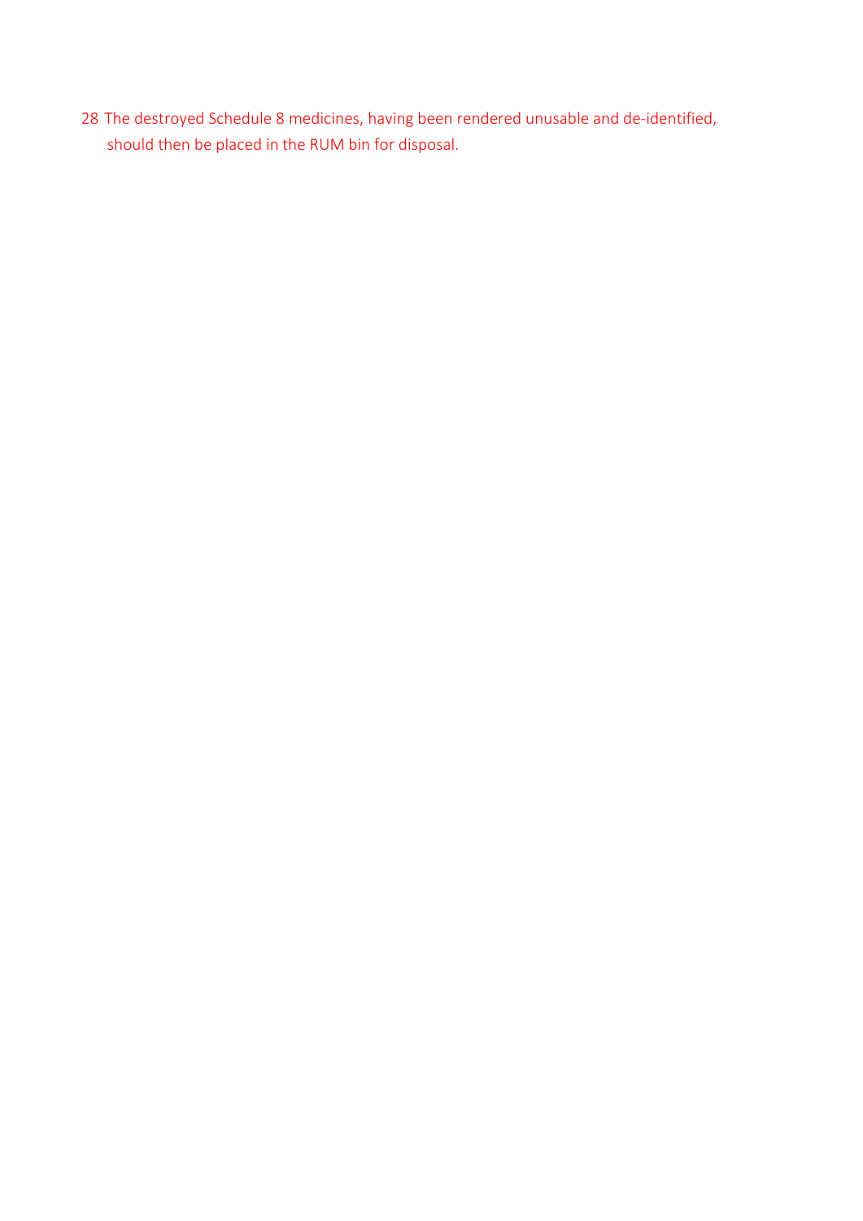28 The destroyed Schedule 8 medicines, having been rendered unusable and de-identified, should then be placed in the RUM bin for disposal.